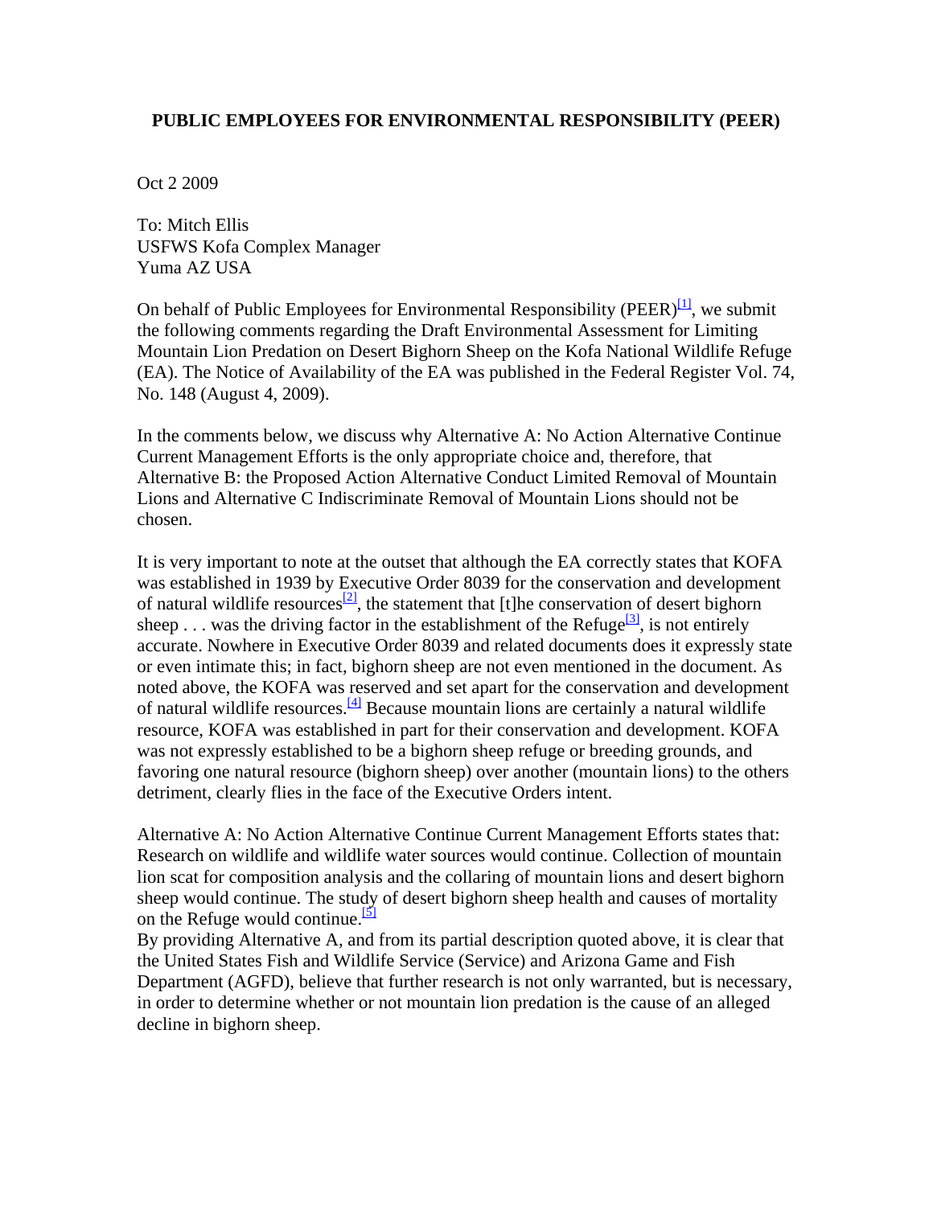**PUBLIC EMPLOYEES FOR ENVIRONMENTAL RESPONSIBILITY (PEER)**

Oct 2 2009

To: Mitch Ellis
USFWS Kofa Complex Manager
Yuma AZ USA

On behalf of Public Employees for Environmental Responsibility (PEER)[1], we submit the following comments regarding the Draft Environmental Assessment for Limiting Mountain Lion Predation on Desert Bighorn Sheep on the Kofa National Wildlife Refuge (EA). The Notice of Availability of the EA was published in the Federal Register Vol. 74, No. 148 (August 4, 2009).

In the comments below, we discuss why Alternative A: No Action Alternative Continue Current Management Efforts is the only appropriate choice and, therefore, that Alternative B: the Proposed Action Alternative Conduct Limited Removal of Mountain Lions and Alternative C Indiscriminate Removal of Mountain Lions should not be chosen.

It is very important to note at the outset that although the EA correctly states that KOFA was established in 1939 by Executive Order 8039 for the conservation and development of natural wildlife resources[2], the statement that [t]he conservation of desert bighorn sheep . . . was the driving factor in the establishment of the Refuge[3], is not entirely accurate. Nowhere in Executive Order 8039 and related documents does it expressly state or even intimate this; in fact, bighorn sheep are not even mentioned in the document. As noted above, the KOFA was reserved and set apart for the conservation and development of natural wildlife resources.[4] Because mountain lions are certainly a natural wildlife resource, KOFA was established in part for their conservation and development. KOFA was not expressly established to be a bighorn sheep refuge or breeding grounds, and favoring one natural resource (bighorn sheep) over another (mountain lions) to the others detriment, clearly flies in the face of the Executive Orders intent.

Alternative A: No Action Alternative Continue Current Management Efforts states that: Research on wildlife and wildlife water sources would continue. Collection of mountain lion scat for composition analysis and the collaring of mountain lions and desert bighorn sheep would continue. The study of desert bighorn sheep health and causes of mortality on the Refuge would continue.[5]
By providing Alternative A, and from its partial description quoted above, it is clear that the United States Fish and Wildlife Service (Service) and Arizona Game and Fish Department (AGFD), believe that further research is not only warranted, but is necessary, in order to determine whether or not mountain lion predation is the cause of an alleged decline in bighorn sheep.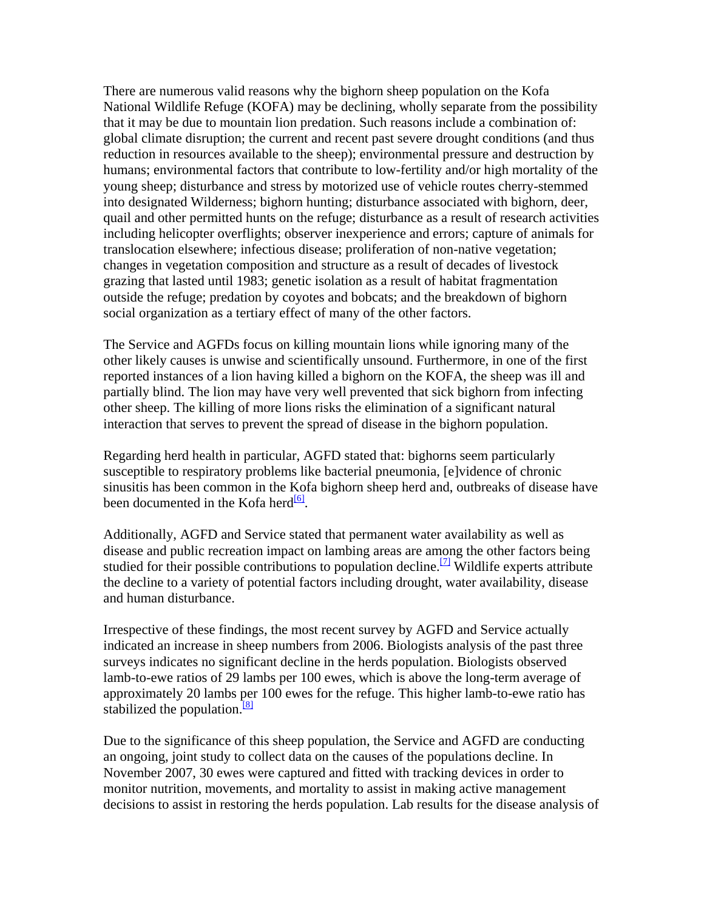There are numerous valid reasons why the bighorn sheep population on the Kofa National Wildlife Refuge (KOFA) may be declining, wholly separate from the possibility that it may be due to mountain lion predation. Such reasons include a combination of: global climate disruption; the current and recent past severe drought conditions (and thus reduction in resources available to the sheep); environmental pressure and destruction by humans; environmental factors that contribute to low-fertility and/or high mortality of the young sheep; disturbance and stress by motorized use of vehicle routes cherry-stemmed into designated Wilderness; bighorn hunting; disturbance associated with bighorn, deer, quail and other permitted hunts on the refuge; disturbance as a result of research activities including helicopter overflights; observer inexperience and errors; capture of animals for translocation elsewhere; infectious disease; proliferation of non-native vegetation; changes in vegetation composition and structure as a result of decades of livestock grazing that lasted until 1983; genetic isolation as a result of habitat fragmentation outside the refuge; predation by coyotes and bobcats; and the breakdown of bighorn social organization as a tertiary effect of many of the other factors.

The Service and AGFDs focus on killing mountain lions while ignoring many of the other likely causes is unwise and scientifically unsound. Furthermore, in one of the first reported instances of a lion having killed a bighorn on the KOFA, the sheep was ill and partially blind. The lion may have very well prevented that sick bighorn from infecting other sheep. The killing of more lions risks the elimination of a significant natural interaction that serves to prevent the spread of disease in the bighorn population.

Regarding herd health in particular, AGFD stated that: bighorns seem particularly susceptible to respiratory problems like bacterial pneumonia, [e]vidence of chronic sinusitis has been common in the Kofa bighorn sheep herd and, outbreaks of disease have been documented in the Kofa herd[6].

Additionally, AGFD and Service stated that permanent water availability as well as disease and public recreation impact on lambing areas are among the other factors being studied for their possible contributions to population decline.[7] Wildlife experts attribute the decline to a variety of potential factors including drought, water availability, disease and human disturbance.

Irrespective of these findings, the most recent survey by AGFD and Service actually indicated an increase in sheep numbers from 2006. Biologists analysis of the past three surveys indicates no significant decline in the herds population. Biologists observed lamb-to-ewe ratios of 29 lambs per 100 ewes, which is above the long-term average of approximately 20 lambs per 100 ewes for the refuge. This higher lamb-to-ewe ratio has stabilized the population.[8]

Due to the significance of this sheep population, the Service and AGFD are conducting an ongoing, joint study to collect data on the causes of the populations decline. In November 2007, 30 ewes were captured and fitted with tracking devices in order to monitor nutrition, movements, and mortality to assist in making active management decisions to assist in restoring the herds population. Lab results for the disease analysis of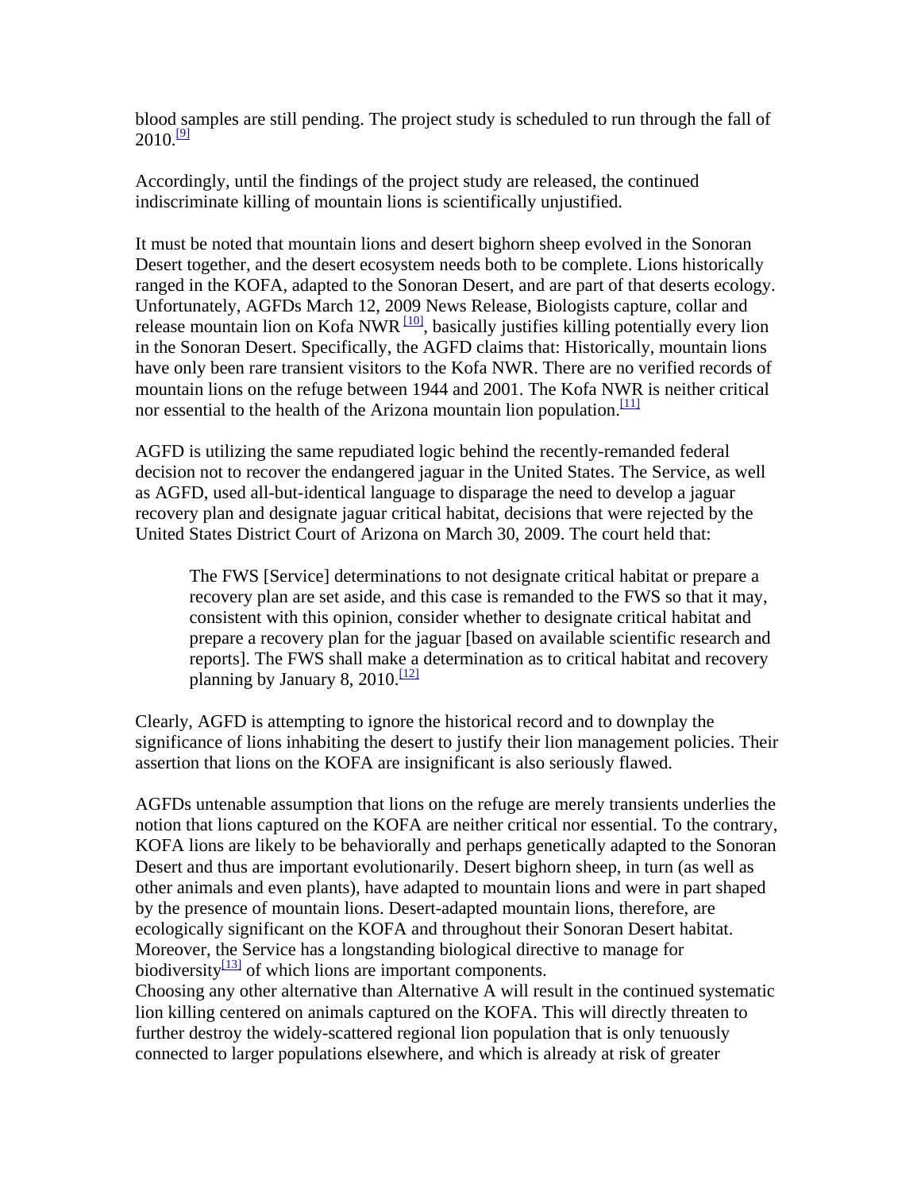blood samples are still pending. The project study is scheduled to run through the fall of 2010.[9]

Accordingly, until the findings of the project study are released, the continued indiscriminate killing of mountain lions is scientifically unjustified.

It must be noted that mountain lions and desert bighorn sheep evolved in the Sonoran Desert together, and the desert ecosystem needs both to be complete. Lions historically ranged in the KOFA, adapted to the Sonoran Desert, and are part of that deserts ecology. Unfortunately, AGFDs March 12, 2009 News Release, Biologists capture, collar and release mountain lion on Kofa NWR [10], basically justifies killing potentially every lion in the Sonoran Desert. Specifically, the AGFD claims that: Historically, mountain lions have only been rare transient visitors to the Kofa NWR. There are no verified records of mountain lions on the refuge between 1944 and 2001. The Kofa NWR is neither critical nor essential to the health of the Arizona mountain lion population.[11]

AGFD is utilizing the same repudiated logic behind the recently-remanded federal decision not to recover the endangered jaguar in the United States. The Service, as well as AGFD, used all-but-identical language to disparage the need to develop a jaguar recovery plan and designate jaguar critical habitat, decisions that were rejected by the United States District Court of Arizona on March 30, 2009. The court held that:

> The FWS [Service] determinations to not designate critical habitat or prepare a recovery plan are set aside, and this case is remanded to the FWS so that it may, consistent with this opinion, consider whether to designate critical habitat and prepare a recovery plan for the jaguar [based on available scientific research and reports]. The FWS shall make a determination as to critical habitat and recovery planning by January 8, 2010.[12]

Clearly, AGFD is attempting to ignore the historical record and to downplay the significance of lions inhabiting the desert to justify their lion management policies. Their assertion that lions on the KOFA are insignificant is also seriously flawed.

AGFDs untenable assumption that lions on the refuge are merely transients underlies the notion that lions captured on the KOFA are neither critical nor essential. To the contrary, KOFA lions are likely to be behaviorally and perhaps genetically adapted to the Sonoran Desert and thus are important evolutionarily. Desert bighorn sheep, in turn (as well as other animals and even plants), have adapted to mountain lions and were in part shaped by the presence of mountain lions. Desert-adapted mountain lions, therefore, are ecologically significant on the KOFA and throughout their Sonoran Desert habitat. Moreover, the Service has a longstanding biological directive to manage for biodiversity[13] of which lions are important components.
Choosing any other alternative than Alternative A will result in the continued systematic lion killing centered on animals captured on the KOFA. This will directly threaten to further destroy the widely-scattered regional lion population that is only tenuously connected to larger populations elsewhere, and which is already at risk of greater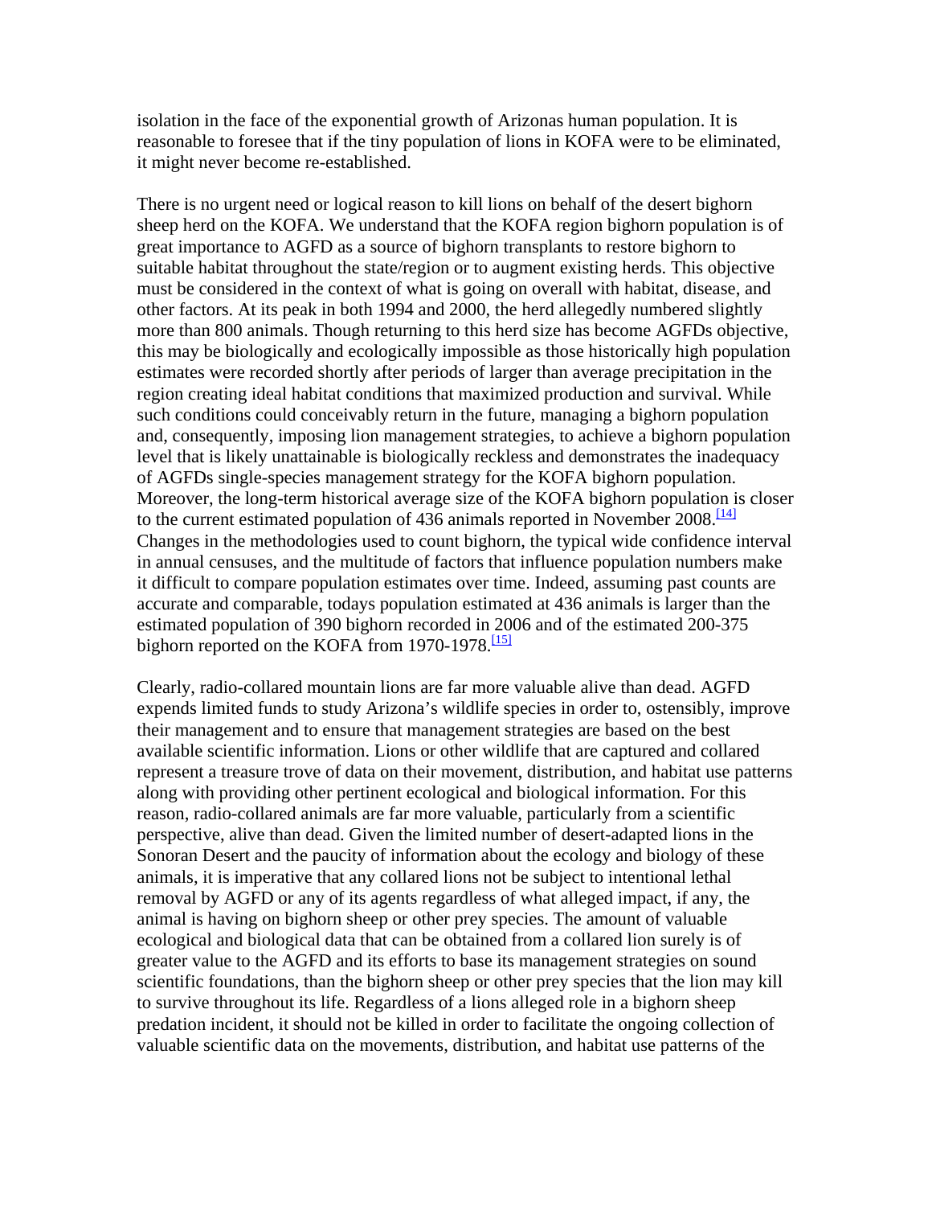isolation in the face of the exponential growth of Arizonas human population. It is reasonable to foresee that if the tiny population of lions in KOFA were to be eliminated, it might never become re-established.

There is no urgent need or logical reason to kill lions on behalf of the desert bighorn sheep herd on the KOFA. We understand that the KOFA region bighorn population is of great importance to AGFD as a source of bighorn transplants to restore bighorn to suitable habitat throughout the state/region or to augment existing herds. This objective must be considered in the context of what is going on overall with habitat, disease, and other factors. At its peak in both 1994 and 2000, the herd allegedly numbered slightly more than 800 animals. Though returning to this herd size has become AGFDs objective, this may be biologically and ecologically impossible as those historically high population estimates were recorded shortly after periods of larger than average precipitation in the region creating ideal habitat conditions that maximized production and survival. While such conditions could conceivably return in the future, managing a bighorn population and, consequently, imposing lion management strategies, to achieve a bighorn population level that is likely unattainable is biologically reckless and demonstrates the inadequacy of AGFDs single-species management strategy for the KOFA bighorn population. Moreover, the long-term historical average size of the KOFA bighorn population is closer to the current estimated population of 436 animals reported in November 2008.[14] Changes in the methodologies used to count bighorn, the typical wide confidence interval in annual censuses, and the multitude of factors that influence population numbers make it difficult to compare population estimates over time. Indeed, assuming past counts are accurate and comparable, todays population estimated at 436 animals is larger than the estimated population of 390 bighorn recorded in 2006 and of the estimated 200-375 bighorn reported on the KOFA from 1970-1978.[15]

Clearly, radio-collared mountain lions are far more valuable alive than dead. AGFD expends limited funds to study Arizona's wildlife species in order to, ostensibly, improve their management and to ensure that management strategies are based on the best available scientific information. Lions or other wildlife that are captured and collared represent a treasure trove of data on their movement, distribution, and habitat use patterns along with providing other pertinent ecological and biological information. For this reason, radio-collared animals are far more valuable, particularly from a scientific perspective, alive than dead. Given the limited number of desert-adapted lions in the Sonoran Desert and the paucity of information about the ecology and biology of these animals, it is imperative that any collared lions not be subject to intentional lethal removal by AGFD or any of its agents regardless of what alleged impact, if any, the animal is having on bighorn sheep or other prey species. The amount of valuable ecological and biological data that can be obtained from a collared lion surely is of greater value to the AGFD and its efforts to base its management strategies on sound scientific foundations, than the bighorn sheep or other prey species that the lion may kill to survive throughout its life. Regardless of a lions alleged role in a bighorn sheep predation incident, it should not be killed in order to facilitate the ongoing collection of valuable scientific data on the movements, distribution, and habitat use patterns of the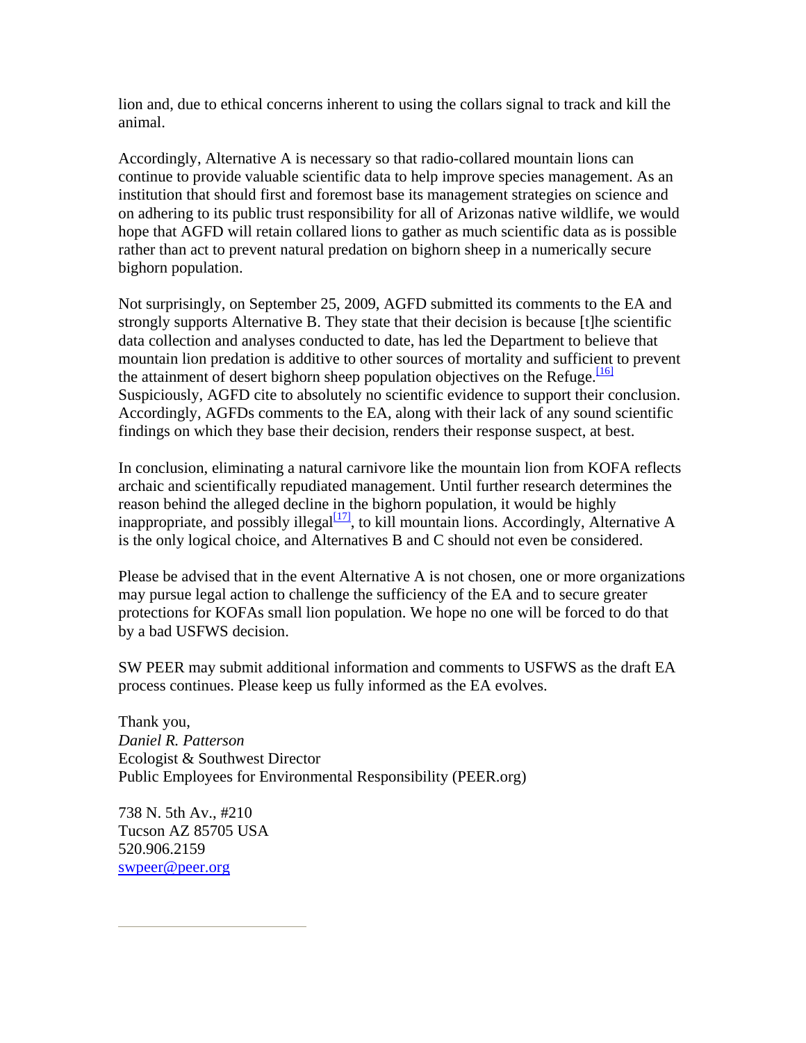lion and, due to ethical concerns inherent to using the collars signal to track and kill the animal.

Accordingly, Alternative A is necessary so that radio-collared mountain lions can continue to provide valuable scientific data to help improve species management. As an institution that should first and foremost base its management strategies on science and on adhering to its public trust responsibility for all of Arizonas native wildlife, we would hope that AGFD will retain collared lions to gather as much scientific data as is possible rather than act to prevent natural predation on bighorn sheep in a numerically secure bighorn population.

Not surprisingly, on September 25, 2009, AGFD submitted its comments to the EA and strongly supports Alternative B. They state that their decision is because [t]he scientific data collection and analyses conducted to date, has led the Department to believe that mountain lion predation is additive to other sources of mortality and sufficient to prevent the attainment of desert bighorn sheep population objectives on the Refuge.[16] Suspiciously, AGFD cite to absolutely no scientific evidence to support their conclusion. Accordingly, AGFDs comments to the EA, along with their lack of any sound scientific findings on which they base their decision, renders their response suspect, at best.

In conclusion, eliminating a natural carnivore like the mountain lion from KOFA reflects archaic and scientifically repudiated management. Until further research determines the reason behind the alleged decline in the bighorn population, it would be highly inappropriate, and possibly illegal[17], to kill mountain lions. Accordingly, Alternative A is the only logical choice, and Alternatives B and C should not even be considered.

Please be advised that in the event Alternative A is not chosen, one or more organizations may pursue legal action to challenge the sufficiency of the EA and to secure greater protections for KOFAs small lion population. We hope no one will be forced to do that by a bad USFWS decision.

SW PEER may submit additional information and comments to USFWS as the draft EA process continues. Please keep us fully informed as the EA evolves.

Thank you,
*Daniel R. Patterson*
Ecologist & Southwest Director
Public Employees for Environmental Responsibility (PEER.org)

738 N. 5th Av., #210
Tucson AZ 85705 USA
520.906.2159
swpeer@peer.org

---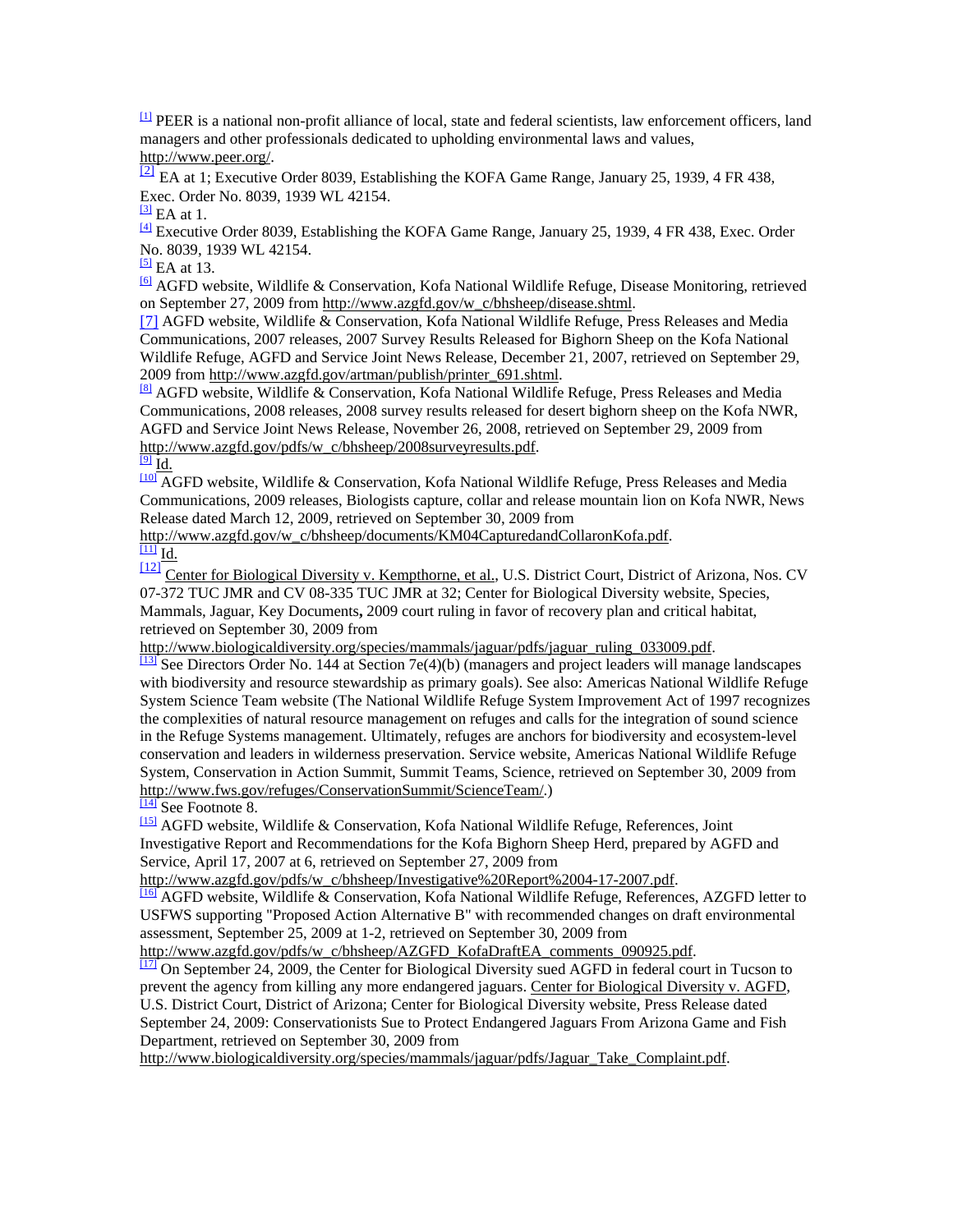[1] PEER is a national non-profit alliance of local, state and federal scientists, law enforcement officers, land managers and other professionals dedicated to upholding environmental laws and values, http://www.peer.org/.

[2] EA at 1; Executive Order 8039, Establishing the KOFA Game Range, January 25, 1939, 4 FR 438, Exec. Order No. 8039, 1939 WL 42154.

[3] EA at 1.

[4] Executive Order 8039, Establishing the KOFA Game Range, January 25, 1939, 4 FR 438, Exec. Order No. 8039, 1939 WL 42154.

[5] EA at 13.

[6] AGFD website, Wildlife & Conservation, Kofa National Wildlife Refuge, Disease Monitoring, retrieved on September 27, 2009 from http://www.azgfd.gov/w_c/bhsheep/disease.shtml.

[7] AGFD website, Wildlife & Conservation, Kofa National Wildlife Refuge, Press Releases and Media Communications, 2007 releases, 2007 Survey Results Released for Bighorn Sheep on the Kofa National Wildlife Refuge, AGFD and Service Joint News Release, December 21, 2007, retrieved on September 29, 2009 from http://www.azgfd.gov/artman/publish/printer_691.shtml.

[8] AGFD website, Wildlife & Conservation, Kofa National Wildlife Refuge, Press Releases and Media Communications, 2008 releases, 2008 survey results released for desert bighorn sheep on the Kofa NWR, AGFD and Service Joint News Release, November 26, 2008, retrieved on September 29, 2009 from http://www.azgfd.gov/pdfs/w_c/bhsheep/2008surveyresults.pdf.

[9] Id.

[10] AGFD website, Wildlife & Conservation, Kofa National Wildlife Refuge, Press Releases and Media Communications, 2009 releases, Biologists capture, collar and release mountain lion on Kofa NWR, News Release dated March 12, 2009, retrieved on September 30, 2009 from http://www.azgfd.gov/w_c/bhsheep/documents/KM04CapturedandCollaronKofa.pdf.

[11] Id.

[12] Center for Biological Diversity v. Kempthorne, et al., U.S. District Court, District of Arizona, Nos. CV 07-372 TUC JMR and CV 08-335 TUC JMR at 32; Center for Biological Diversity website, Species, Mammals, Jaguar, Key Documents**,** 2009 court ruling in favor of recovery plan and critical habitat, retrieved on September 30, 2009 from http://www.biologicaldiversity.org/species/mammals/jaguar/pdfs/jaguar_ruling_033009.pdf.

[13] See Directors Order No. 144 at Section 7e(4)(b) (managers and project leaders will manage landscapes with biodiversity and resource stewardship as primary goals). See also: Americas National Wildlife Refuge System Science Team website (The National Wildlife Refuge System Improvement Act of 1997 recognizes the complexities of natural resource management on refuges and calls for the integration of sound science in the Refuge Systems management. Ultimately, refuges are anchors for biodiversity and ecosystem-level conservation and leaders in wilderness preservation. Service website, Americas National Wildlife Refuge System, Conservation in Action Summit, Summit Teams, Science, retrieved on September 30, 2009 from http://www.fws.gov/refuges/ConservationSummit/ScienceTeam/.)

[14] See Footnote 8.

[15] AGFD website, Wildlife & Conservation, Kofa National Wildlife Refuge, References, Joint Investigative Report and Recommendations for the Kofa Bighorn Sheep Herd, prepared by AGFD and Service, April 17, 2007 at 6, retrieved on September 27, 2009 from http://www.azgfd.gov/pdfs/w_c/bhsheep/Investigative%20Report%2004-17-2007.pdf.

[16] AGFD website, Wildlife & Conservation, Kofa National Wildlife Refuge, References, AZGFD letter to USFWS supporting "Proposed Action Alternative B" with recommended changes on draft environmental assessment, September 25, 2009 at 1-2, retrieved on September 30, 2009 from http://www.azgfd.gov/pdfs/w_c/bhsheep/AZGFD_KofaDraftEA_comments_090925.pdf.

[17] On September 24, 2009, the Center for Biological Diversity sued AGFD in federal court in Tucson to prevent the agency from killing any more endangered jaguars. Center for Biological Diversity v. AGFD, U.S. District Court, District of Arizona; Center for Biological Diversity website, Press Release dated September 24, 2009: Conservationists Sue to Protect Endangered Jaguars From Arizona Game and Fish Department, retrieved on September 30, 2009 from http://www.biologicaldiversity.org/species/mammals/jaguar/pdfs/Jaguar_Take_Complaint.pdf.